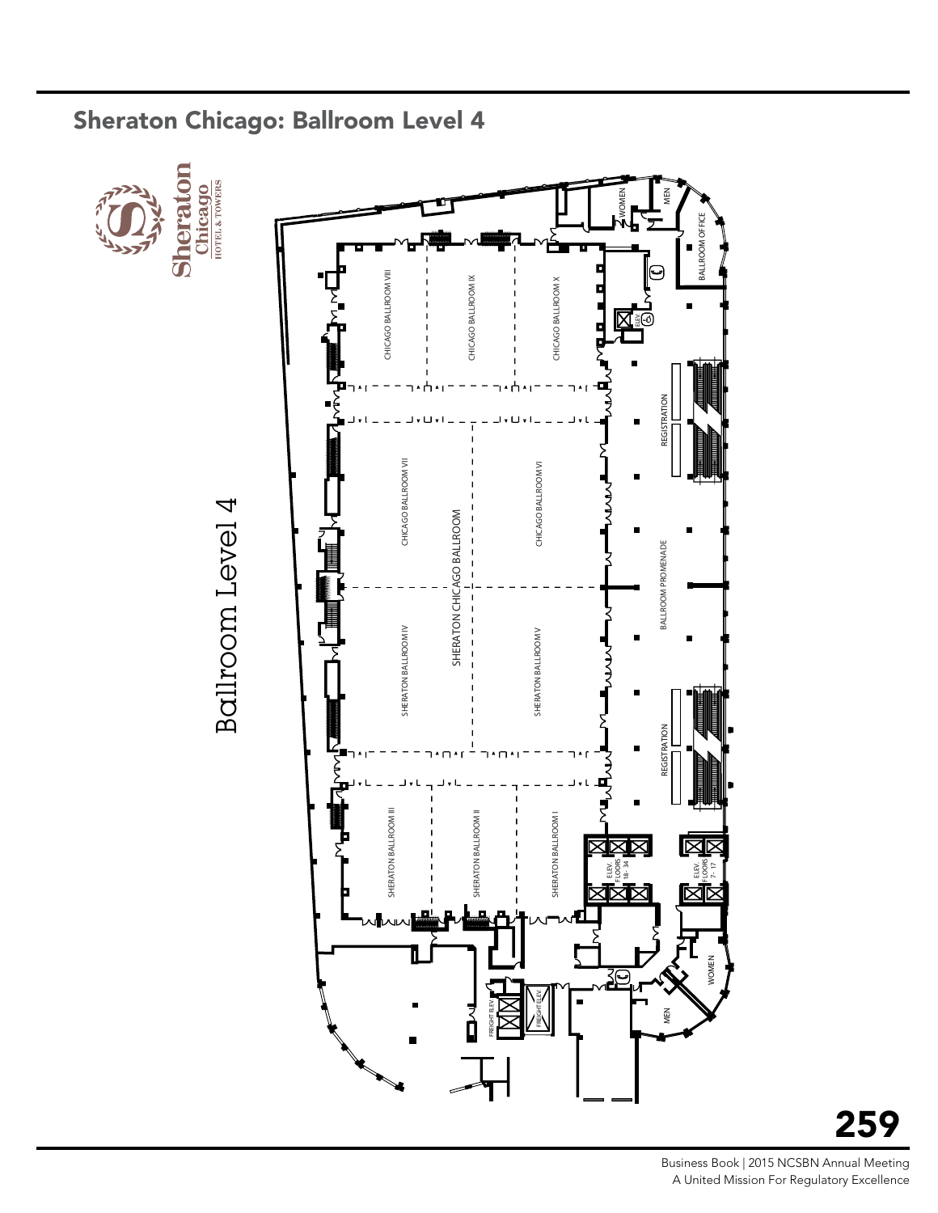## Sheraton Chicago: Ballroom Level 4

Sheraton Chicago HOTEL & TOWERS

Ballroom Level 4

CHICAGO BALLROOM VIII

CHICAGO BALLROOM IX

CHICAGO BALLROOM X

CHICAGO BALLROOM VII

CHICAGO BALLROOM VI

SHERATON CHICAGO BALLROOM

SHERATON BALLROOM IV

SHERATON BALLROOM V

SHERATON BALLROOM III

SHERATON BALLROOM II

SHERATON BALLROOM I

WOMEN

MEN

BALLROOM OFFICE

ELEV.

REGISTRATION

BALLROOM PROMENADE

REGISTRATION

ELEV. FLOORS 18 - 34

ELEV. FLOORS 7 - 17

WOMEN

MEN

FREIGHT ELEV.

FREIGHT ELEV.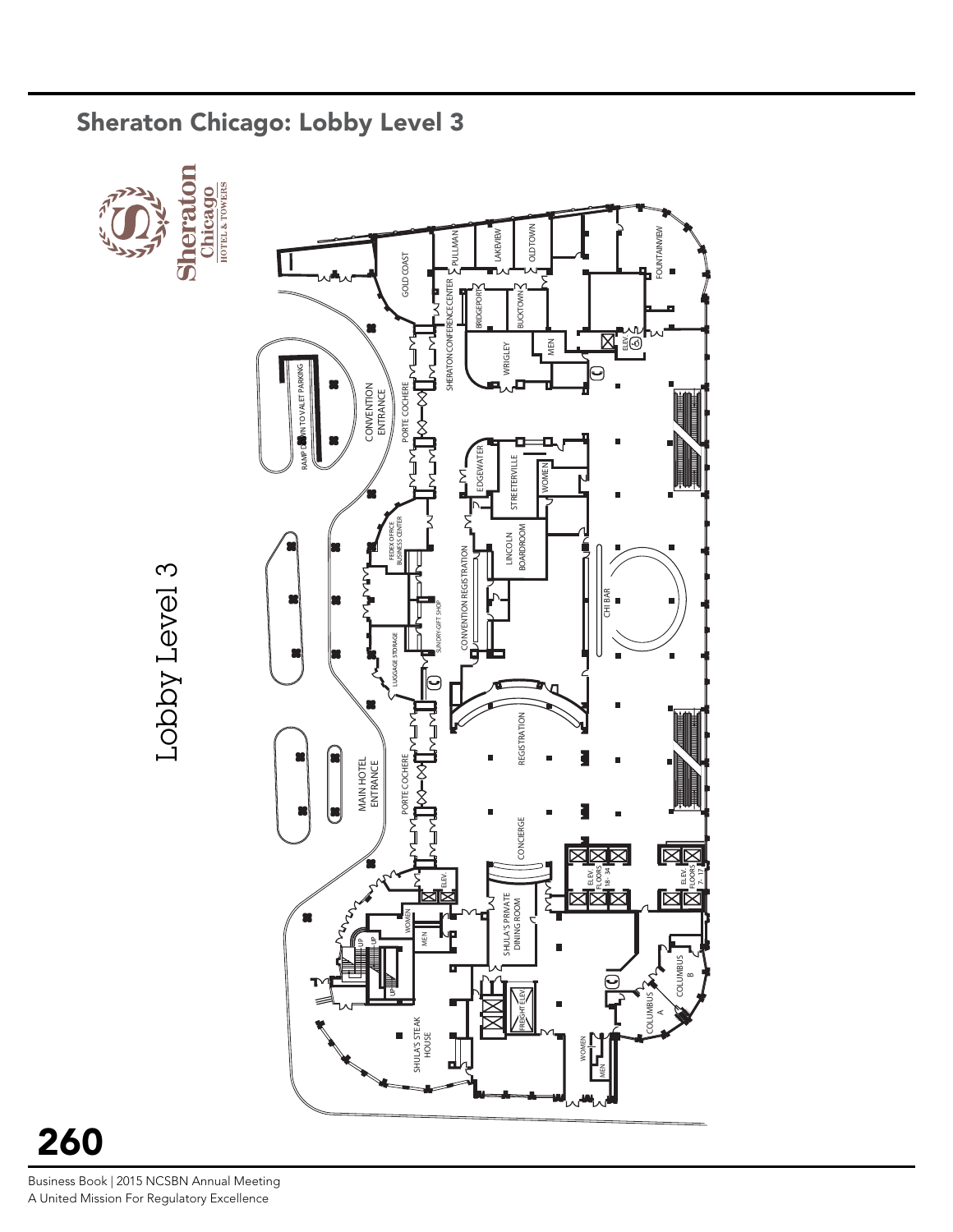## Sheraton Chicago: Lobby Level 3

Lobby Level 3

Sheraton Chicago HOTEL & TOWERS

GOLD COAST

PULLMAN

LAKEVIEW

OLDTOWN

FOUNTAINVIEW

SHERATON CONFERENCE CENTER

BRIDGEPORT

BUCKTOWN

WRIGLEY

MEN

ELEV.

RAMP DOWN TO VALET PARKING

CONVENTION ENTRANCE

PORTE COCHERE

EDGEWATER

STREETERVILLE

WOMEN

FEDEX OFFICE BUSINESS CENTER

CONVENTION REGISTRATION

LINCOLN BOARDROOM

CHI BAR

SUNDRY-GIFT SHOP

LUGGAGE STORAGE

REGISTRATION

MAIN HOTEL ENTRANCE

PORTE COCHERE

CONCIERGE

ELEV FLOORS 18 - 34

ELEV FLOORS 7 - 17

ELEV

WOMEN

MEN

SHULA'S PRIVATE DINING ROOM

UP

UP

UP

COLUMBUS B

COLUMBUS A

FREIGHT ELEV

SHULA'S STEAK HOUSE

WOMEN

MEN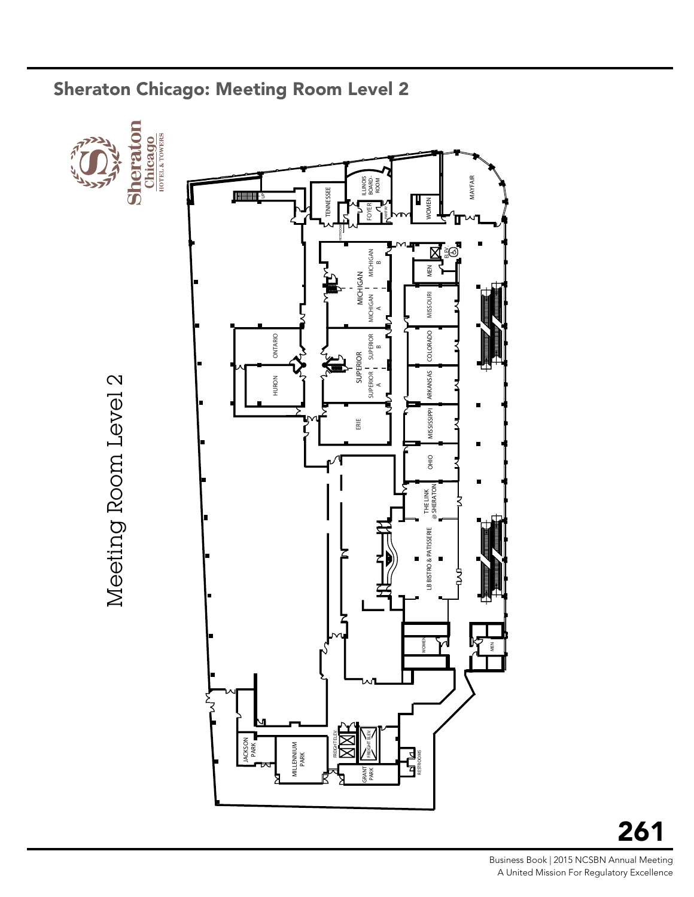## Sheraton Chicago: Meeting Room Level 2

Meeting Room Level 2

Sheraton Chicago HOTEL & TOWERS

TENNESSEE
ILLINOIS BOARD-ROOM
FOYER
PANTRY
WOMEN
MAYFAIR
RESTROOM
UP
MICHIGAN
MICHIGAN B
MICHIGAN A
ELEV
MEN
MISSOURI
ONTARIO
SUPERIOR
SUPERIOR B
SUPERIOR A
COLORADO
HURON
ARKANSAS
ERIE
MISSISSIPPI
OHIO
THE LINK @ SHERATON
LB BISTRO & PATISSERIE
WOMEN
MEN
JACKSON PARK
MILLENNIUM PARK
FREIGHT ELEV
FREIGHT ELEV
GRANT PARK
RESTROOMS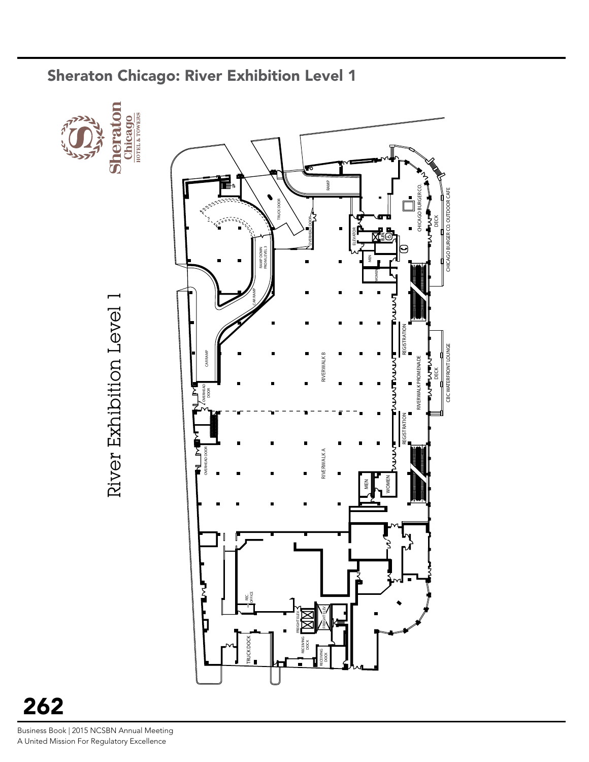## Sheraton Chicago: River Exhibition Level 1

Sheraton Chicago HOTEL & TOWERS

River Exhibition Level 1

RAMP

TRUCK DOOR

OVERHEAD DOOR

RAMP DOWN FROM LEVEL 3

CAR RAMP

ELEVATOR

ELEV.

MEN

WOMEN

CHICAGO BURGER CO.

DECK

CHICAGO BURGER CO. OUTDOOR CAFE

RIVERWALK B

REGISTRATION

RIVERWALK PROMENADE

DECK

CBC WATERFRONT LOUNGE

OVERHEAD DOOR

REGISTRATION

OVERHEAD DOOR

RIVERWALK A

MEN

WOMEN

REC. OFFICE

FREIGHT ELEV.

FREIGHT ELEV.

TRUCK DOCK

RECEIVING DOCK

RECEIVING DOCK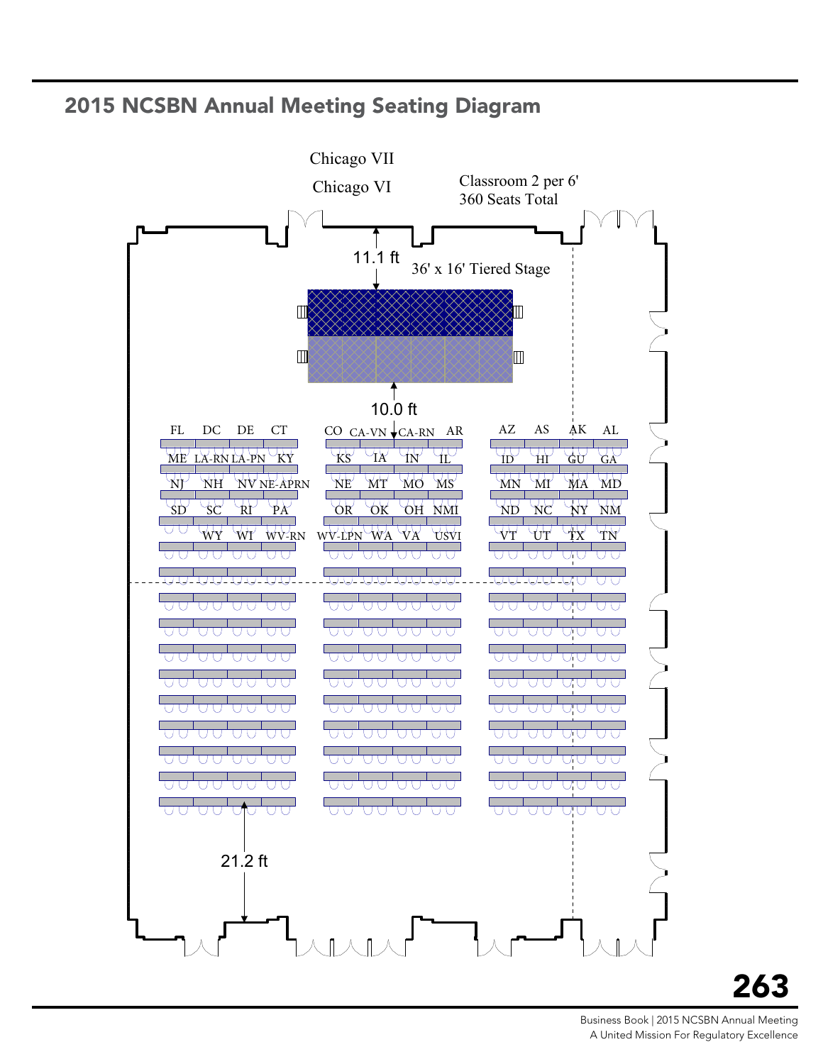## 2015 NCSBN Annual Meeting Seating Diagram

Chicago VII

Chicago VI

Classroom 2 per 6'
360 Seats Total

11.1 ft

36' x 16' Tiered Stage

10.0 ft

| FL | DC | DE | CT | CO | CA-VN | CA-RN | AR | AZ | AS | AK | AL |
|---|---|---|---|---|---|---|---|---|---|---|---|
| ME | LA-RN | LA-PN | KY | KS | IA | IN | IL | ID | HI | GU | GA |
| NJ | NH | NV | NE-APRN | NE | MT | MO | MS | MN | MI | MA | MD |
| SD | SC | RI | PA | OR | OK | OH | NMI | ND | NC | NY | NM |
| | WY | WI | WV-RN | WV-LPN | WA | VA | USVI | VT | UT | TX | TN |

21.2 ft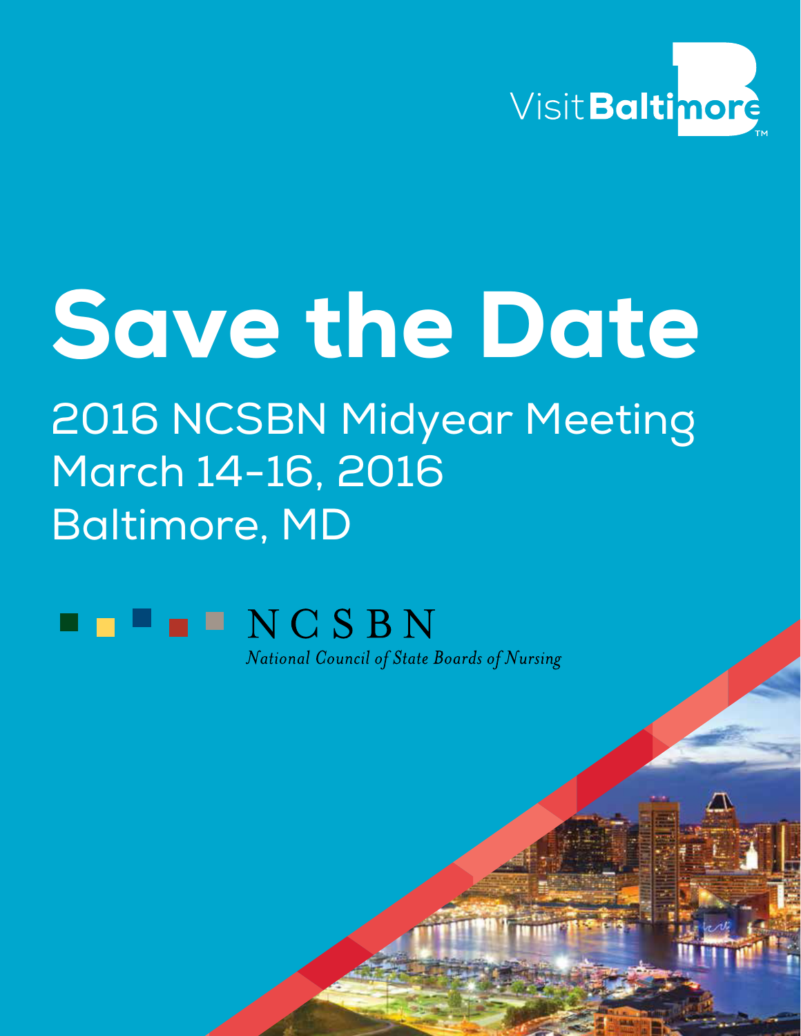Visit Baltimore

# Save the Date

## 2016 NCSBN Midyear Meeting
## March 14-16, 2016
## Baltimore, MD

NCSBN

*National Council of State Boards of Nursing*